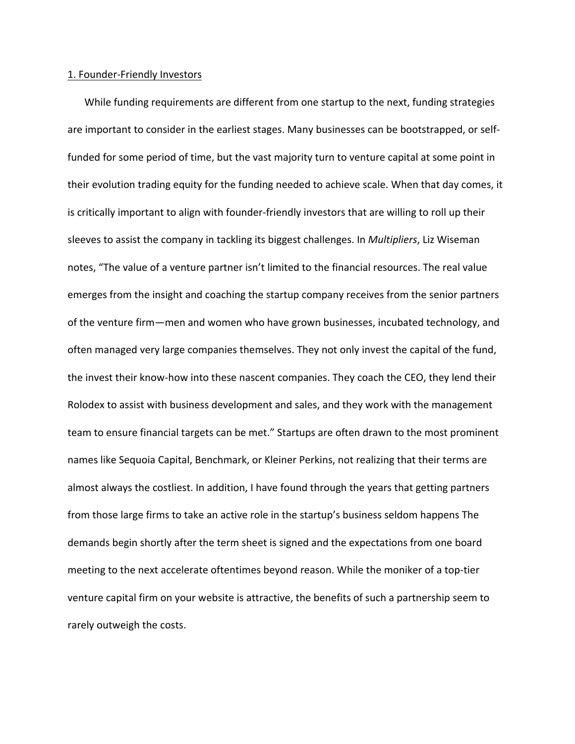<u>1. Founder-Friendly Investors</u>

While funding requirements are different from one startup to the next, funding strategies are important to consider in the earliest stages. Many businesses can be bootstrapped, or self-funded for some period of time, but the vast majority turn to venture capital at some point in their evolution trading equity for the funding needed to achieve scale. When that day comes, it is critically important to align with founder-friendly investors that are willing to roll up their sleeves to assist the company in tackling its biggest challenges. In *Multipliers*, Liz Wiseman notes, "The value of a venture partner isn't limited to the financial resources. The real value emerges from the insight and coaching the startup company receives from the senior partners of the venture firm—men and women who have grown businesses, incubated technology, and often managed very large companies themselves. They not only invest the capital of the fund, the invest their know-how into these nascent companies. They coach the CEO, they lend their Rolodex to assist with business development and sales, and they work with the management team to ensure financial targets can be met." Startups are often drawn to the most prominent names like Sequoia Capital, Benchmark, or Kleiner Perkins, not realizing that their terms are almost always the costliest. In addition, I have found through the years that getting partners from those large firms to take an active role in the startup's business seldom happens The demands begin shortly after the term sheet is signed and the expectations from one board meeting to the next accelerate oftentimes beyond reason. While the moniker of a top-tier venture capital firm on your website is attractive, the benefits of such a partnership seem to rarely outweigh the costs.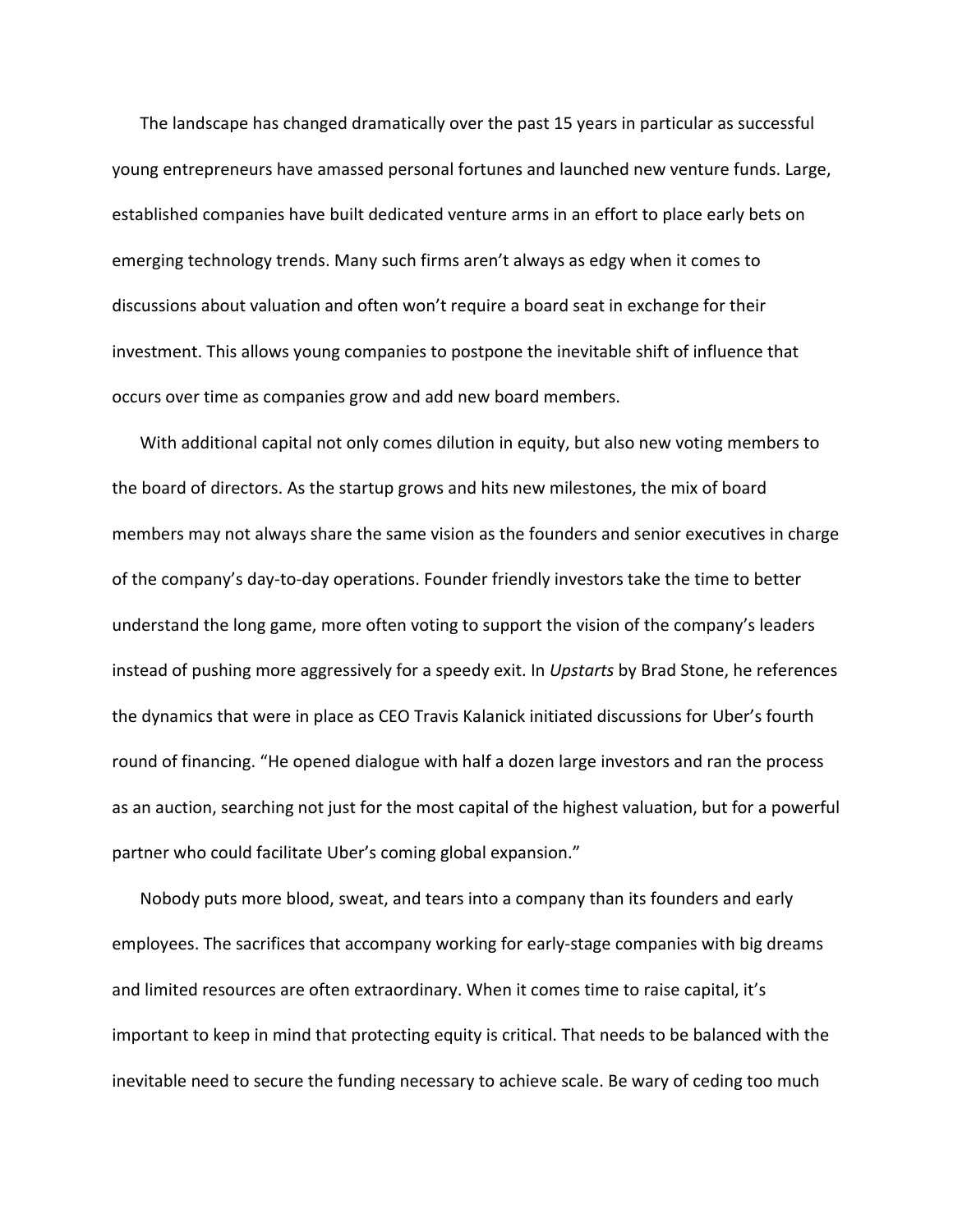The landscape has changed dramatically over the past 15 years in particular as successful young entrepreneurs have amassed personal fortunes and launched new venture funds. Large, established companies have built dedicated venture arms in an effort to place early bets on emerging technology trends. Many such firms aren't always as edgy when it comes to discussions about valuation and often won't require a board seat in exchange for their investment. This allows young companies to postpone the inevitable shift of influence that occurs over time as companies grow and add new board members.

With additional capital not only comes dilution in equity, but also new voting members to the board of directors. As the startup grows and hits new milestones, the mix of board members may not always share the same vision as the founders and senior executives in charge of the company's day-to-day operations. Founder friendly investors take the time to better understand the long game, more often voting to support the vision of the company's leaders instead of pushing more aggressively for a speedy exit. In *Upstarts* by Brad Stone, he references the dynamics that were in place as CEO Travis Kalanick initiated discussions for Uber's fourth round of financing. "He opened dialogue with half a dozen large investors and ran the process as an auction, searching not just for the most capital of the highest valuation, but for a powerful partner who could facilitate Uber's coming global expansion."

Nobody puts more blood, sweat, and tears into a company than its founders and early employees. The sacrifices that accompany working for early-stage companies with big dreams and limited resources are often extraordinary. When it comes time to raise capital, it's important to keep in mind that protecting equity is critical. That needs to be balanced with the inevitable need to secure the funding necessary to achieve scale. Be wary of ceding too much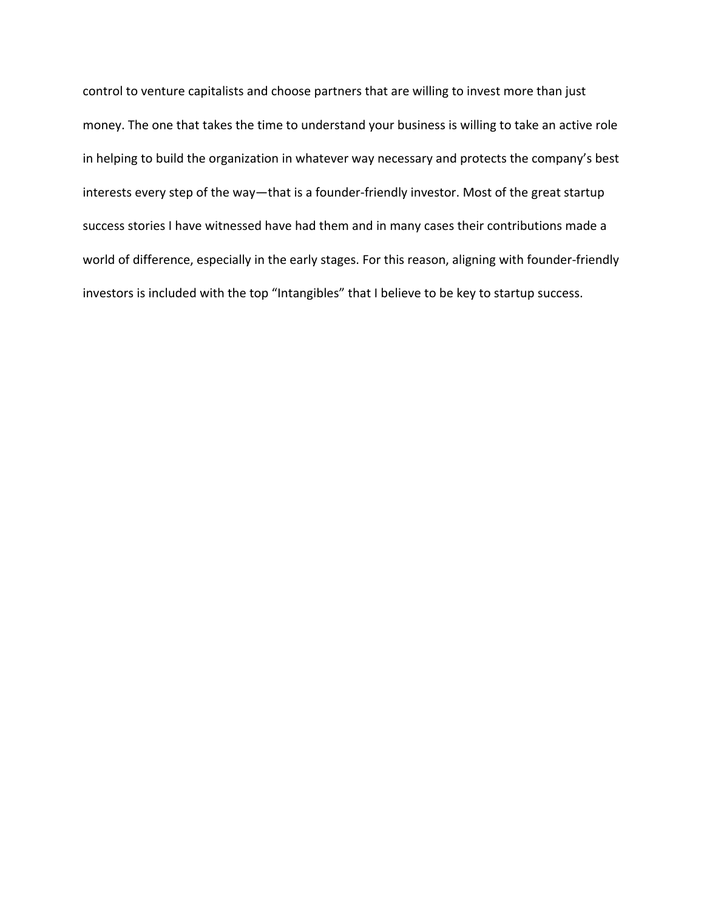control to venture capitalists and choose partners that are willing to invest more than just money. The one that takes the time to understand your business is willing to take an active role in helping to build the organization in whatever way necessary and protects the company's best interests every step of the way—that is a founder-friendly investor. Most of the great startup success stories I have witnessed have had them and in many cases their contributions made a world of difference, especially in the early stages. For this reason, aligning with founder-friendly investors is included with the top "Intangibles" that I believe to be key to startup success.